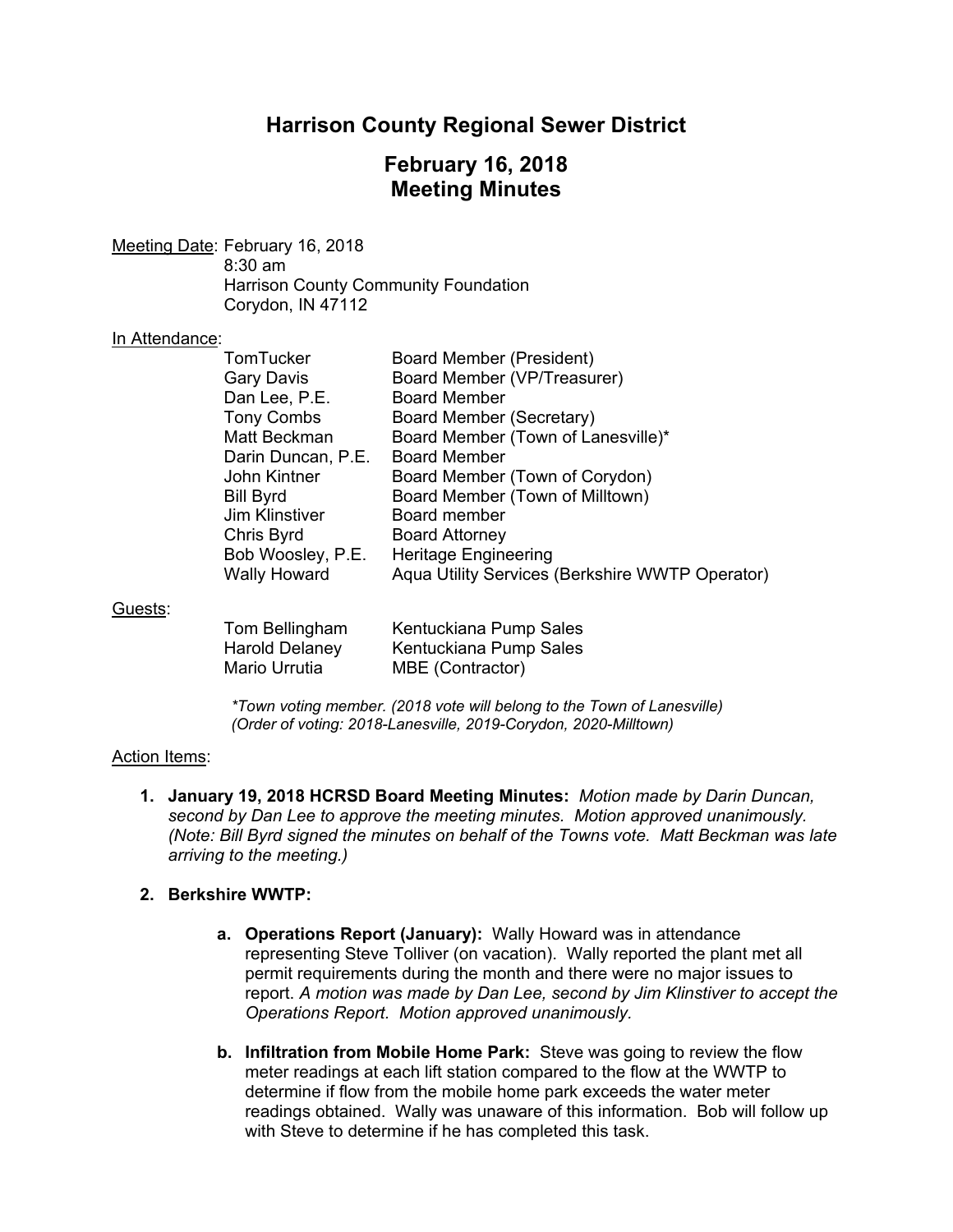# Harrison County Regional Sewer District

## February 16, 2018
## Meeting Minutes

Meeting Date: February 16, 2018
8:30 am
Harrison County Community Foundation
Corydon, IN 47112

In Attendance:

| | |
|---|---|
| TomTucker | Board Member (President) |
| Gary Davis | Board Member (VP/Treasurer) |
| Dan Lee, P.E. | Board Member |
| Tony Combs | Board Member (Secretary) |
| Matt Beckman | Board Member (Town of Lanesville)* |
| Darin Duncan, P.E. | Board Member |
| John Kintner | Board Member (Town of Corydon) |
| Bill Byrd | Board Member (Town of Milltown) |
| Jim Klinstiver | Board member |
| Chris Byrd | Board Attorney |
| Bob Woosley, P.E. | Heritage Engineering |
| Wally Howard | Aqua Utility Services (Berkshire WWTP Operator) |

Guests:

| | |
|---|---|
| Tom Bellingham | Kentuckiana Pump Sales |
| Harold Delaney | Kentuckiana Pump Sales |
| Mario Urrutia | MBE (Contractor) |

*\*Town voting member. (2018 vote will belong to the Town of Lanesville)*
*(Order of voting: 2018-Lanesville, 2019-Corydon, 2020-Milltown)*

Action Items:

1. **January 19, 2018 HCRSD Board Meeting Minutes:** *Motion made by Darin Duncan, second by Dan Lee to approve the meeting minutes. Motion approved unanimously. (Note: Bill Byrd signed the minutes on behalf of the Towns vote. Matt Beckman was late arriving to the meeting.)*

2. **Berkshire WWTP:**

   a. **Operations Report (January):** Wally Howard was in attendance representing Steve Tolliver (on vacation). Wally reported the plant met all permit requirements during the month and there were no major issues to report. *A motion was made by Dan Lee, second by Jim Klinstiver to accept the Operations Report. Motion approved unanimously.*

   b. **Infiltration from Mobile Home Park:** Steve was going to review the flow meter readings at each lift station compared to the flow at the WWTP to determine if flow from the mobile home park exceeds the water meter readings obtained. Wally was unaware of this information. Bob will follow up with Steve to determine if he has completed this task.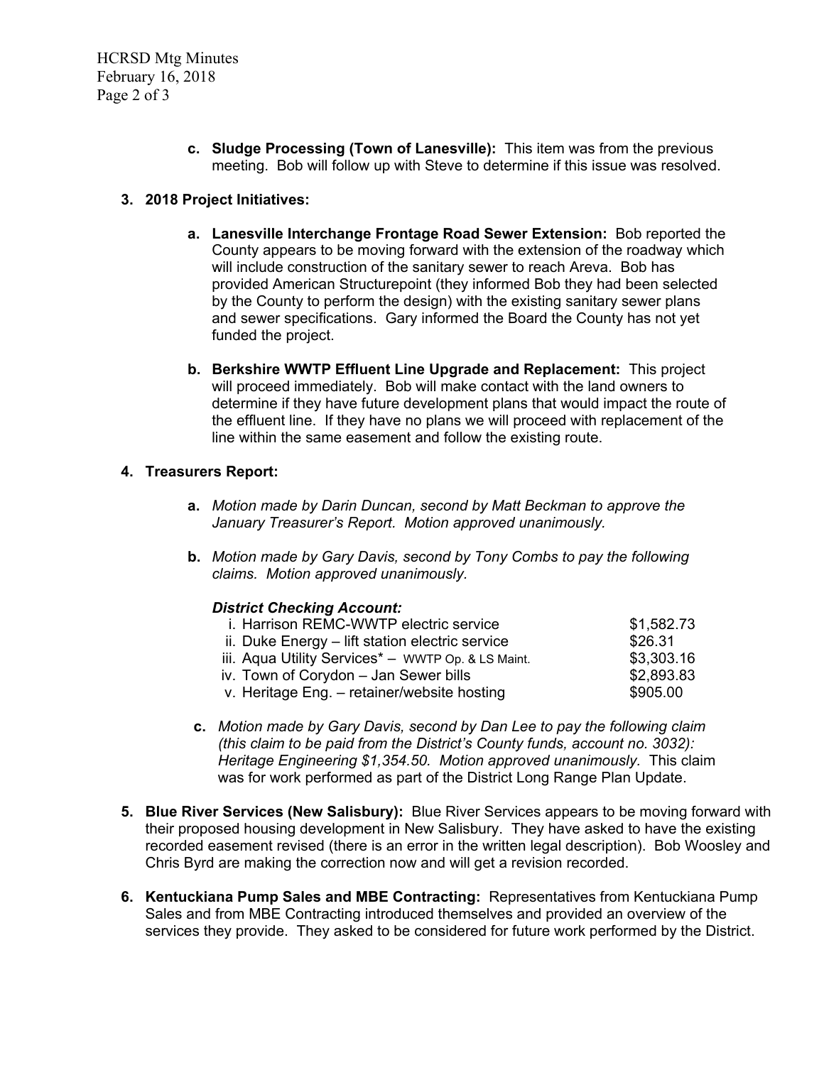c. **Sludge Processing (Town of Lanesville):** This item was from the previous meeting. Bob will follow up with Steve to determine if this issue was resolved.

3. **2018 Project Initiatives:**

   a. **Lanesville Interchange Frontage Road Sewer Extension:** Bob reported the County appears to be moving forward with the extension of the roadway which will include construction of the sanitary sewer to reach Areva. Bob has provided American Structurepoint (they informed Bob they had been selected by the County to perform the design) with the existing sanitary sewer plans and sewer specifications. Gary informed the Board the County has not yet funded the project.

   b. **Berkshire WWTP Effluent Line Upgrade and Replacement:** This project will proceed immediately. Bob will make contact with the land owners to determine if they have future development plans that would impact the route of the effluent line. If they have no plans we will proceed with replacement of the line within the same easement and follow the existing route.

4. **Treasurers Report:**

   a. *Motion made by Darin Duncan, second by Matt Beckman to approve the January Treasurer's Report. Motion approved unanimously.*

   b. *Motion made by Gary Davis, second by Tony Combs to pay the following claims. Motion approved unanimously.*

      ***District Checking Account:***

      | | |
      |---|---|
      | i. Harrison REMC-WWTP electric service | $1,582.73 |
      | ii. Duke Energy – lift station electric service | $26.31 |
      | iii. Aqua Utility Services* – WWTP Op. & LS Maint. | $3,303.16 |
      | iv. Town of Corydon – Jan Sewer bills | $2,893.83 |
      | v. Heritage Eng. – retainer/website hosting | $905.00 |

   c. *Motion made by Gary Davis, second by Dan Lee to pay the following claim (this claim to be paid from the District's County funds, account no. 3032): Heritage Engineering $1,354.50. Motion approved unanimously.* This claim was for work performed as part of the District Long Range Plan Update.

5. **Blue River Services (New Salisbury):** Blue River Services appears to be moving forward with their proposed housing development in New Salisbury. They have asked to have the existing recorded easement revised (there is an error in the written legal description). Bob Woosley and Chris Byrd are making the correction now and will get a revision recorded.

6. **Kentuckiana Pump Sales and MBE Contracting:** Representatives from Kentuckiana Pump Sales and from MBE Contracting introduced themselves and provided an overview of the services they provide. They asked to be considered for future work performed by the District.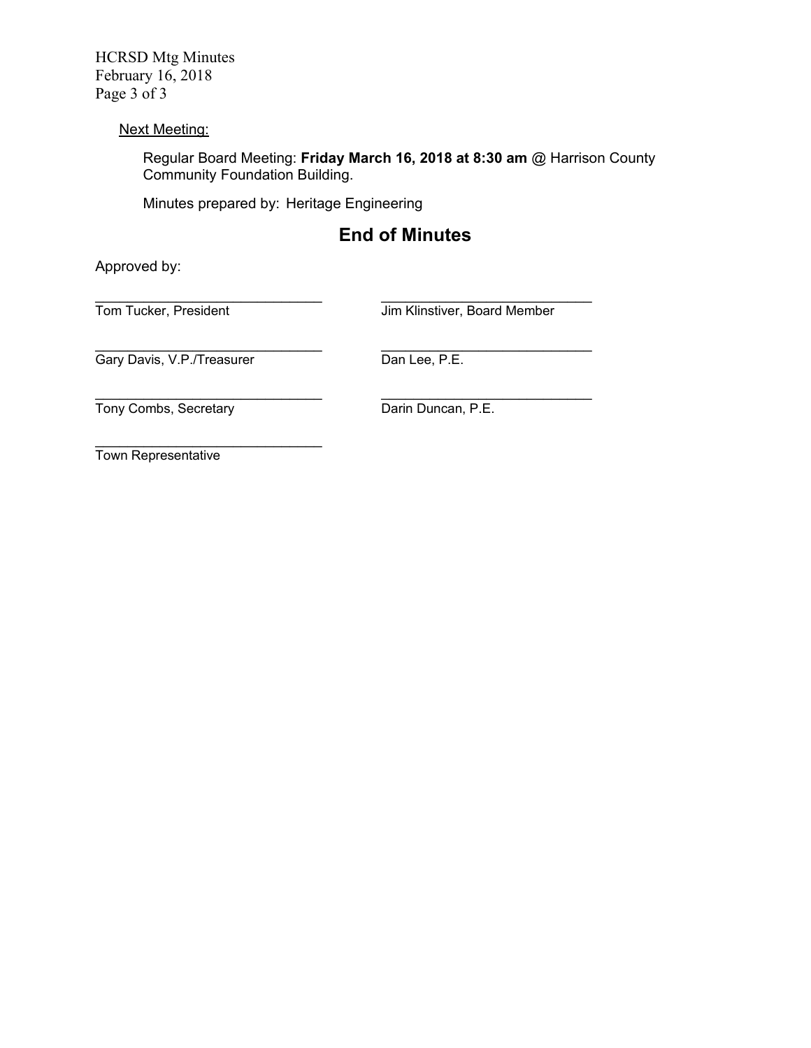Next Meeting:

Regular Board Meeting: **Friday March 16, 2018 at 8:30 am** @ Harrison County Community Foundation Building.

Minutes prepared by: Heritage Engineering

## End of Minutes

Approved by:

| | |
|---|---|
| ______________________________ | ______________________________ |
| Tom Tucker, President | Jim Klinstiver, Board Member |
| ______________________________ | ______________________________ |
| Gary Davis, V.P./Treasurer | Dan Lee, P.E. |
| ______________________________ | ______________________________ |
| Tony Combs, Secretary | Darin Duncan, P.E. |
| ______________________________ | |
| Town Representative | |